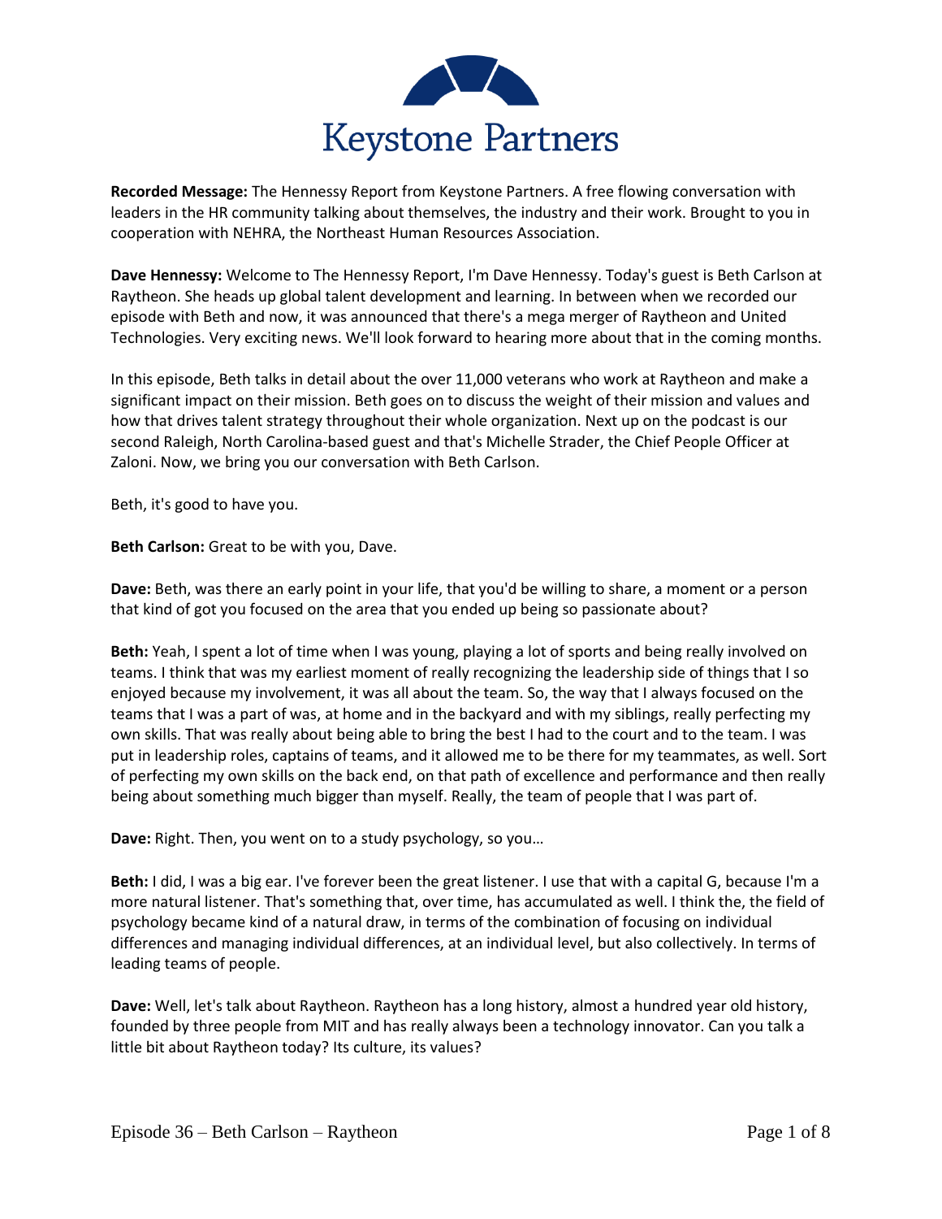Keystone Partners

**Recorded Message:** The Hennessy Report from Keystone Partners. A free flowing conversation with leaders in the HR community talking about themselves, the industry and their work. Brought to you in cooperation with NEHRA, the Northeast Human Resources Association.

**Dave Hennessy:** Welcome to The Hennessy Report, I'm Dave Hennessy. Today's guest is Beth Carlson at Raytheon. She heads up global talent development and learning. In between when we recorded our episode with Beth and now, it was announced that there's a mega merger of Raytheon and United Technologies. Very exciting news. We'll look forward to hearing more about that in the coming months.

In this episode, Beth talks in detail about the over 11,000 veterans who work at Raytheon and make a significant impact on their mission. Beth goes on to discuss the weight of their mission and values and how that drives talent strategy throughout their whole organization. Next up on the podcast is our second Raleigh, North Carolina-based guest and that's Michelle Strader, the Chief People Officer at Zaloni. Now, we bring you our conversation with Beth Carlson.

Beth, it's good to have you.

**Beth Carlson:** Great to be with you, Dave.

**Dave:** Beth, was there an early point in your life, that you'd be willing to share, a moment or a person that kind of got you focused on the area that you ended up being so passionate about?

**Beth:** Yeah, I spent a lot of time when I was young, playing a lot of sports and being really involved on teams. I think that was my earliest moment of really recognizing the leadership side of things that I so enjoyed because my involvement, it was all about the team. So, the way that I always focused on the teams that I was a part of was, at home and in the backyard and with my siblings, really perfecting my own skills. That was really about being able to bring the best I had to the court and to the team. I was put in leadership roles, captains of teams, and it allowed me to be there for my teammates, as well. Sort of perfecting my own skills on the back end, on that path of excellence and performance and then really being about something much bigger than myself. Really, the team of people that I was part of.

**Dave:** Right. Then, you went on to a study psychology, so you…

**Beth:** I did, I was a big ear. I've forever been the great listener. I use that with a capital G, because I'm a more natural listener. That's something that, over time, has accumulated as well. I think the, the field of psychology became kind of a natural draw, in terms of the combination of focusing on individual differences and managing individual differences, at an individual level, but also collectively. In terms of leading teams of people.

**Dave:** Well, let's talk about Raytheon. Raytheon has a long history, almost a hundred year old history, founded by three people from MIT and has really always been a technology innovator. Can you talk a little bit about Raytheon today? Its culture, its values?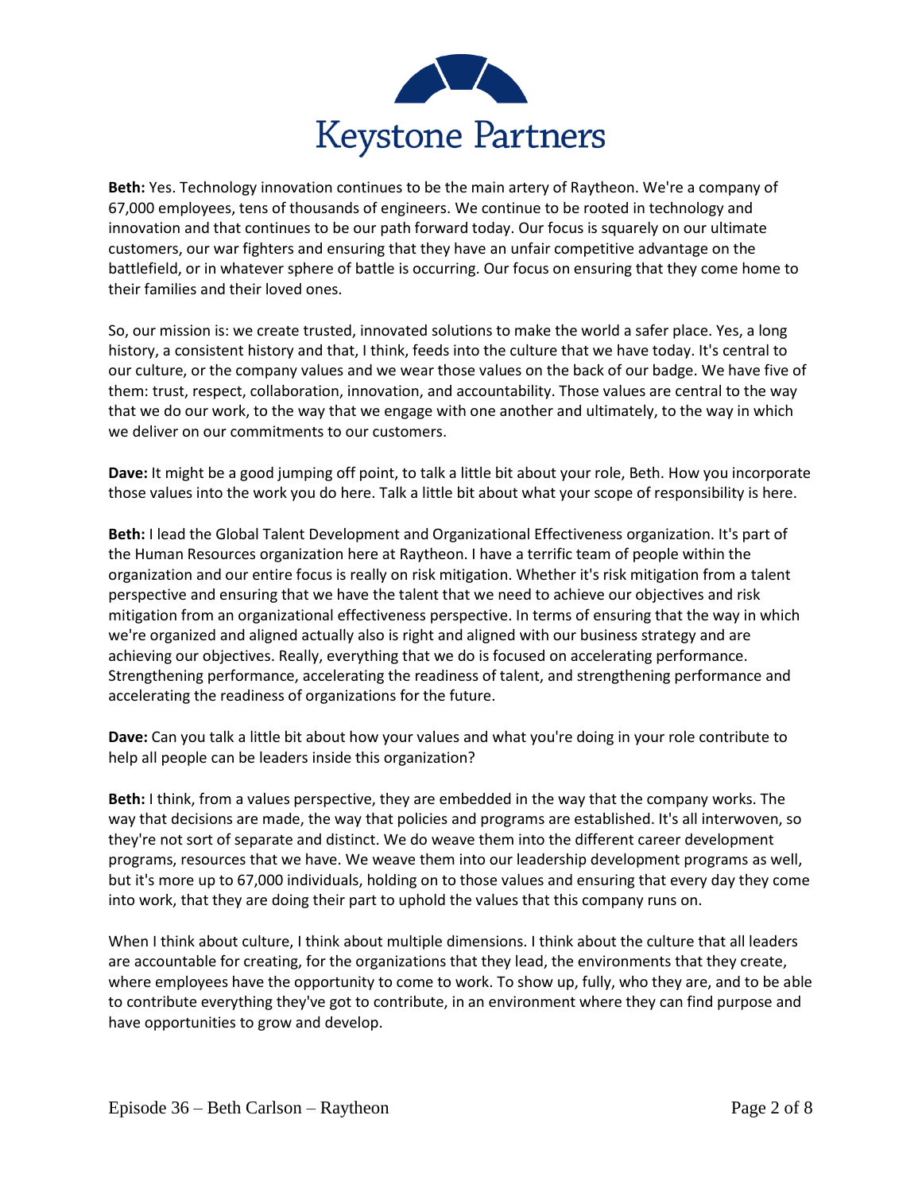**Beth:** Yes. Technology innovation continues to be the main artery of Raytheon. We're a company of 67,000 employees, tens of thousands of engineers. We continue to be rooted in technology and innovation and that continues to be our path forward today. Our focus is squarely on our ultimate customers, our war fighters and ensuring that they have an unfair competitive advantage on the battlefield, or in whatever sphere of battle is occurring. Our focus on ensuring that they come home to their families and their loved ones.

So, our mission is: we create trusted, innovated solutions to make the world a safer place. Yes, a long history, a consistent history and that, I think, feeds into the culture that we have today. It's central to our culture, or the company values and we wear those values on the back of our badge. We have five of them: trust, respect, collaboration, innovation, and accountability. Those values are central to the way that we do our work, to the way that we engage with one another and ultimately, to the way in which we deliver on our commitments to our customers.

**Dave:** It might be a good jumping off point, to talk a little bit about your role, Beth. How you incorporate those values into the work you do here. Talk a little bit about what your scope of responsibility is here.

**Beth:** I lead the Global Talent Development and Organizational Effectiveness organization. It's part of the Human Resources organization here at Raytheon. I have a terrific team of people within the organization and our entire focus is really on risk mitigation. Whether it's risk mitigation from a talent perspective and ensuring that we have the talent that we need to achieve our objectives and risk mitigation from an organizational effectiveness perspective. In terms of ensuring that the way in which we're organized and aligned actually also is right and aligned with our business strategy and are achieving our objectives. Really, everything that we do is focused on accelerating performance. Strengthening performance, accelerating the readiness of talent, and strengthening performance and accelerating the readiness of organizations for the future.

**Dave:** Can you talk a little bit about how your values and what you're doing in your role contribute to help all people can be leaders inside this organization?

**Beth:** I think, from a values perspective, they are embedded in the way that the company works. The way that decisions are made, the way that policies and programs are established. It's all interwoven, so they're not sort of separate and distinct. We do weave them into the different career development programs, resources that we have. We weave them into our leadership development programs as well, but it's more up to 67,000 individuals, holding on to those values and ensuring that every day they come into work, that they are doing their part to uphold the values that this company runs on.

When I think about culture, I think about multiple dimensions. I think about the culture that all leaders are accountable for creating, for the organizations that they lead, the environments that they create, where employees have the opportunity to come to work. To show up, fully, who they are, and to be able to contribute everything they've got to contribute, in an environment where they can find purpose and have opportunities to grow and develop.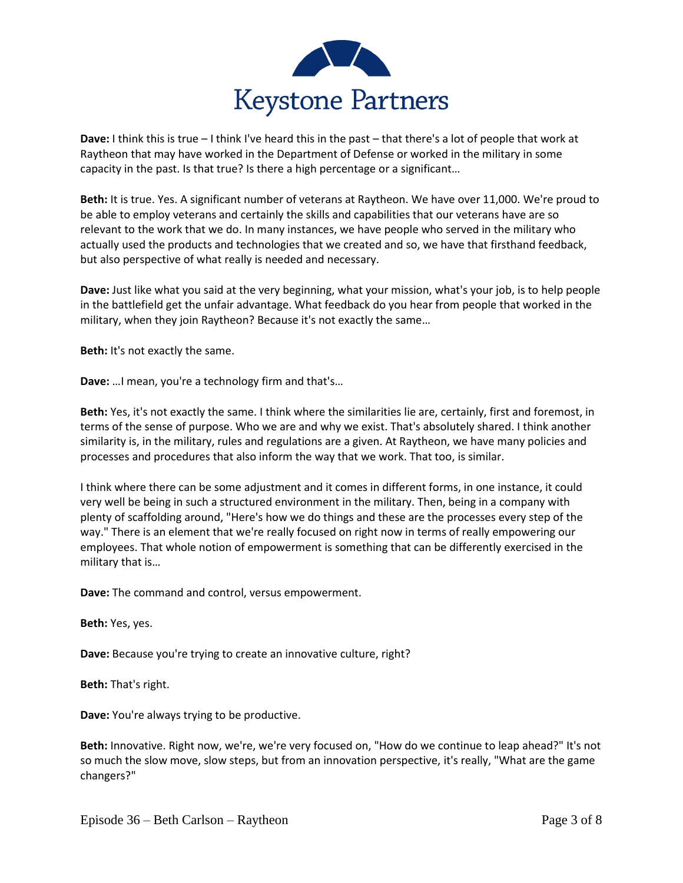**Dave:** I think this is true – I think I've heard this in the past – that there's a lot of people that work at Raytheon that may have worked in the Department of Defense or worked in the military in some capacity in the past. Is that true? Is there a high percentage or a significant…

**Beth:** It is true. Yes. A significant number of veterans at Raytheon. We have over 11,000. We're proud to be able to employ veterans and certainly the skills and capabilities that our veterans have are so relevant to the work that we do. In many instances, we have people who served in the military who actually used the products and technologies that we created and so, we have that firsthand feedback, but also perspective of what really is needed and necessary.

**Dave:** Just like what you said at the very beginning, what your mission, what's your job, is to help people in the battlefield get the unfair advantage. What feedback do you hear from people that worked in the military, when they join Raytheon? Because it's not exactly the same…

**Beth:** It's not exactly the same.

**Dave:** …I mean, you're a technology firm and that's…

**Beth:** Yes, it's not exactly the same. I think where the similarities lie are, certainly, first and foremost, in terms of the sense of purpose. Who we are and why we exist. That's absolutely shared. I think another similarity is, in the military, rules and regulations are a given. At Raytheon, we have many policies and processes and procedures that also inform the way that we work. That too, is similar.

I think where there can be some adjustment and it comes in different forms, in one instance, it could very well be being in such a structured environment in the military. Then, being in a company with plenty of scaffolding around, "Here's how we do things and these are the processes every step of the way." There is an element that we're really focused on right now in terms of really empowering our employees. That whole notion of empowerment is something that can be differently exercised in the military that is…

**Dave:** The command and control, versus empowerment.

**Beth:** Yes, yes.

**Dave:** Because you're trying to create an innovative culture, right?

**Beth:** That's right.

**Dave:** You're always trying to be productive.

**Beth:** Innovative. Right now, we're, we're very focused on, "How do we continue to leap ahead?" It's not so much the slow move, slow steps, but from an innovation perspective, it's really, "What are the game changers?"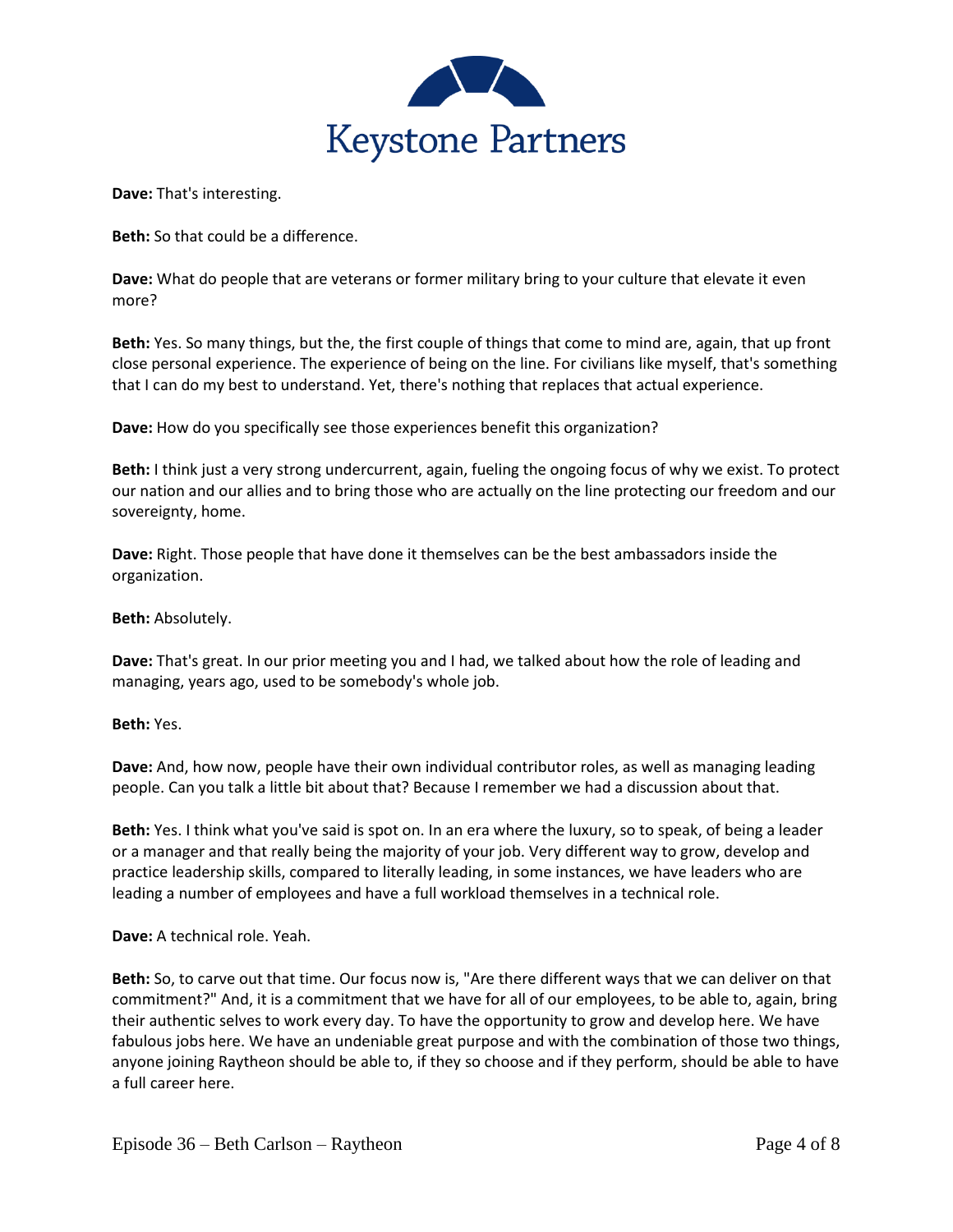**Dave:** That's interesting.

**Beth:** So that could be a difference.

**Dave:** What do people that are veterans or former military bring to your culture that elevate it even more?

**Beth:** Yes. So many things, but the, the first couple of things that come to mind are, again, that up front close personal experience. The experience of being on the line. For civilians like myself, that's something that I can do my best to understand. Yet, there's nothing that replaces that actual experience.

**Dave:** How do you specifically see those experiences benefit this organization?

**Beth:** I think just a very strong undercurrent, again, fueling the ongoing focus of why we exist. To protect our nation and our allies and to bring those who are actually on the line protecting our freedom and our sovereignty, home.

**Dave:** Right. Those people that have done it themselves can be the best ambassadors inside the organization.

**Beth:** Absolutely.

**Dave:** That's great. In our prior meeting you and I had, we talked about how the role of leading and managing, years ago, used to be somebody's whole job.

**Beth:** Yes.

**Dave:** And, how now, people have their own individual contributor roles, as well as managing leading people. Can you talk a little bit about that? Because I remember we had a discussion about that.

**Beth:** Yes. I think what you've said is spot on. In an era where the luxury, so to speak, of being a leader or a manager and that really being the majority of your job. Very different way to grow, develop and practice leadership skills, compared to literally leading, in some instances, we have leaders who are leading a number of employees and have a full workload themselves in a technical role.

**Dave:** A technical role. Yeah.

**Beth:** So, to carve out that time. Our focus now is, "Are there different ways that we can deliver on that commitment?" And, it is a commitment that we have for all of our employees, to be able to, again, bring their authentic selves to work every day. To have the opportunity to grow and develop here. We have fabulous jobs here. We have an undeniable great purpose and with the combination of those two things, anyone joining Raytheon should be able to, if they so choose and if they perform, should be able to have a full career here.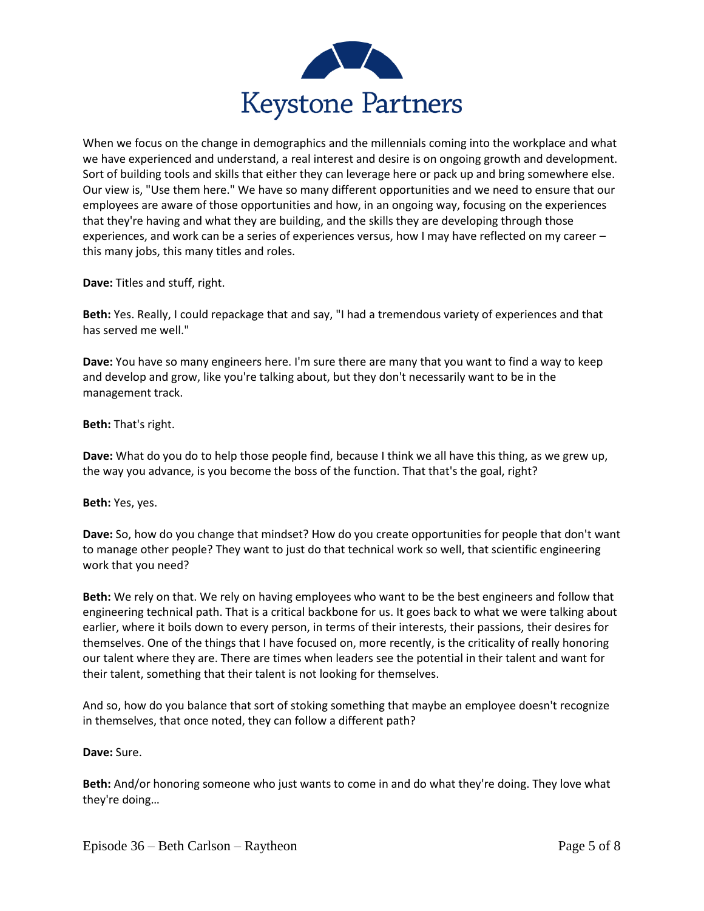When we focus on the change in demographics and the millennials coming into the workplace and what we have experienced and understand, a real interest and desire is on ongoing growth and development. Sort of building tools and skills that either they can leverage here or pack up and bring somewhere else. Our view is, "Use them here." We have so many different opportunities and we need to ensure that our employees are aware of those opportunities and how, in an ongoing way, focusing on the experiences that they're having and what they are building, and the skills they are developing through those experiences, and work can be a series of experiences versus, how I may have reflected on my career – this many jobs, this many titles and roles.

**Dave:** Titles and stuff, right.

**Beth:** Yes. Really, I could repackage that and say, "I had a tremendous variety of experiences and that has served me well."

**Dave:** You have so many engineers here. I'm sure there are many that you want to find a way to keep and develop and grow, like you're talking about, but they don't necessarily want to be in the management track.

**Beth:** That's right.

**Dave:** What do you do to help those people find, because I think we all have this thing, as we grew up, the way you advance, is you become the boss of the function. That that's the goal, right?

**Beth:** Yes, yes.

**Dave:** So, how do you change that mindset? How do you create opportunities for people that don't want to manage other people? They want to just do that technical work so well, that scientific engineering work that you need?

**Beth:** We rely on that. We rely on having employees who want to be the best engineers and follow that engineering technical path. That is a critical backbone for us. It goes back to what we were talking about earlier, where it boils down to every person, in terms of their interests, their passions, their desires for themselves. One of the things that I have focused on, more recently, is the criticality of really honoring our talent where they are. There are times when leaders see the potential in their talent and want for their talent, something that their talent is not looking for themselves.

And so, how do you balance that sort of stoking something that maybe an employee doesn't recognize in themselves, that once noted, they can follow a different path?

**Dave:** Sure.

**Beth:** And/or honoring someone who just wants to come in and do what they're doing. They love what they're doing…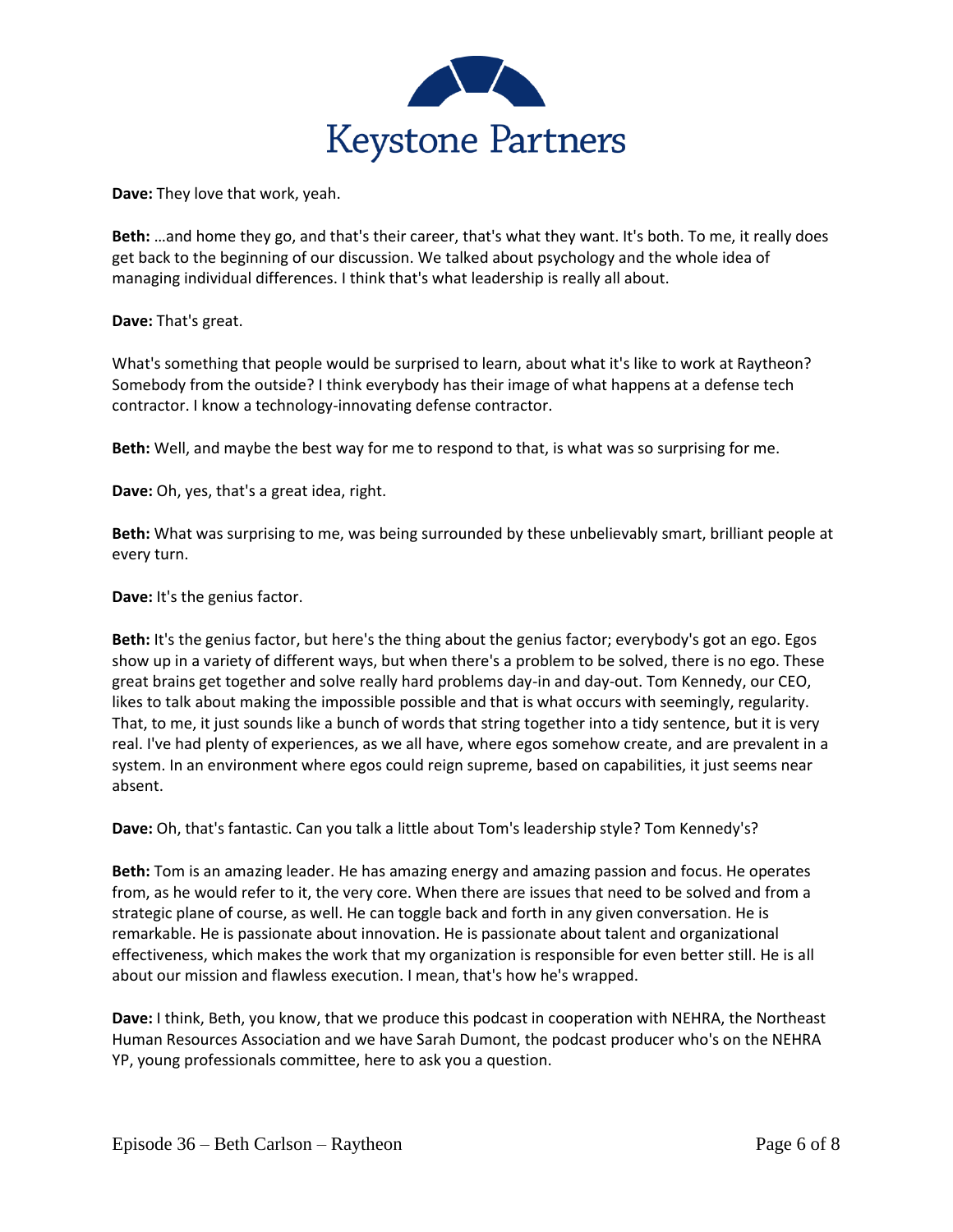**Dave:** They love that work, yeah.

**Beth:** …and home they go, and that's their career, that's what they want. It's both. To me, it really does get back to the beginning of our discussion. We talked about psychology and the whole idea of managing individual differences. I think that's what leadership is really all about.

**Dave:** That's great.

What's something that people would be surprised to learn, about what it's like to work at Raytheon? Somebody from the outside? I think everybody has their image of what happens at a defense tech contractor. I know a technology-innovating defense contractor.

**Beth:** Well, and maybe the best way for me to respond to that, is what was so surprising for me.

**Dave:** Oh, yes, that's a great idea, right.

**Beth:** What was surprising to me, was being surrounded by these unbelievably smart, brilliant people at every turn.

**Dave:** It's the genius factor.

**Beth:** It's the genius factor, but here's the thing about the genius factor; everybody's got an ego. Egos show up in a variety of different ways, but when there's a problem to be solved, there is no ego. These great brains get together and solve really hard problems day-in and day-out. Tom Kennedy, our CEO, likes to talk about making the impossible possible and that is what occurs with seemingly, regularity. That, to me, it just sounds like a bunch of words that string together into a tidy sentence, but it is very real. I've had plenty of experiences, as we all have, where egos somehow create, and are prevalent in a system. In an environment where egos could reign supreme, based on capabilities, it just seems near absent.

**Dave:** Oh, that's fantastic. Can you talk a little about Tom's leadership style? Tom Kennedy's?

**Beth:** Tom is an amazing leader. He has amazing energy and amazing passion and focus. He operates from, as he would refer to it, the very core. When there are issues that need to be solved and from a strategic plane of course, as well. He can toggle back and forth in any given conversation. He is remarkable. He is passionate about innovation. He is passionate about talent and organizational effectiveness, which makes the work that my organization is responsible for even better still. He is all about our mission and flawless execution. I mean, that's how he's wrapped.

**Dave:** I think, Beth, you know, that we produce this podcast in cooperation with NEHRA, the Northeast Human Resources Association and we have Sarah Dumont, the podcast producer who's on the NEHRA YP, young professionals committee, here to ask you a question.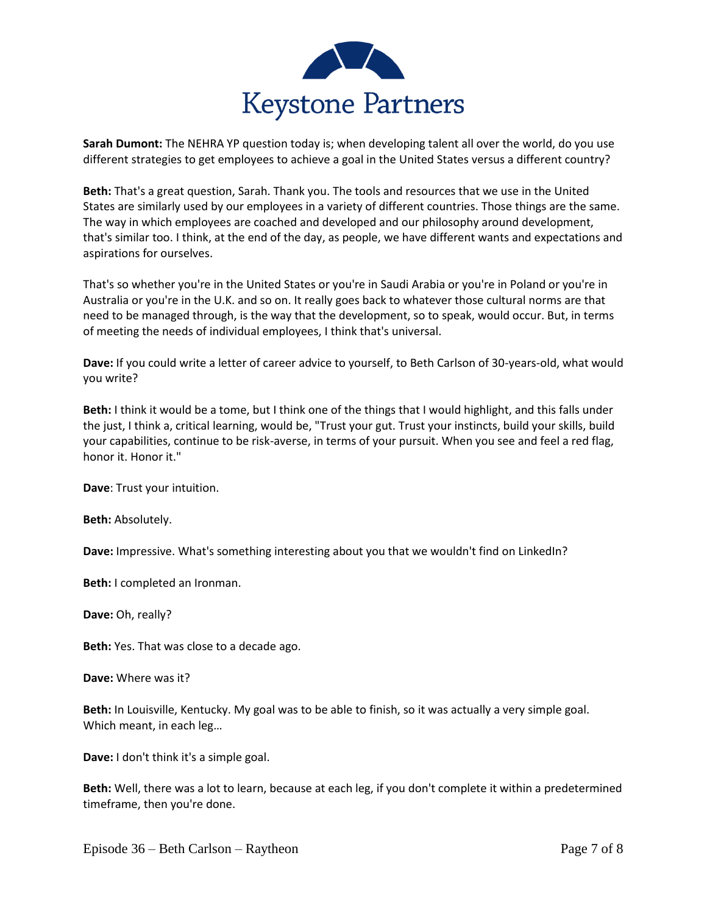**Sarah Dumont:** The NEHRA YP question today is; when developing talent all over the world, do you use different strategies to get employees to achieve a goal in the United States versus a different country?

**Beth:** That's a great question, Sarah. Thank you. The tools and resources that we use in the United States are similarly used by our employees in a variety of different countries. Those things are the same. The way in which employees are coached and developed and our philosophy around development, that's similar too. I think, at the end of the day, as people, we have different wants and expectations and aspirations for ourselves.

That's so whether you're in the United States or you're in Saudi Arabia or you're in Poland or you're in Australia or you're in the U.K. and so on. It really goes back to whatever those cultural norms are that need to be managed through, is the way that the development, so to speak, would occur. But, in terms of meeting the needs of individual employees, I think that's universal.

**Dave:** If you could write a letter of career advice to yourself, to Beth Carlson of 30-years-old, what would you write?

**Beth:** I think it would be a tome, but I think one of the things that I would highlight, and this falls under the just, I think a, critical learning, would be, "Trust your gut. Trust your instincts, build your skills, build your capabilities, continue to be risk-averse, in terms of your pursuit. When you see and feel a red flag, honor it. Honor it."

**Dave**: Trust your intuition.

**Beth:** Absolutely.

**Dave:** Impressive. What's something interesting about you that we wouldn't find on LinkedIn?

**Beth:** I completed an Ironman.

**Dave:** Oh, really?

**Beth:** Yes. That was close to a decade ago.

**Dave:** Where was it?

**Beth:** In Louisville, Kentucky. My goal was to be able to finish, so it was actually a very simple goal. Which meant, in each leg…

**Dave:** I don't think it's a simple goal.

**Beth:** Well, there was a lot to learn, because at each leg, if you don't complete it within a predetermined timeframe, then you're done.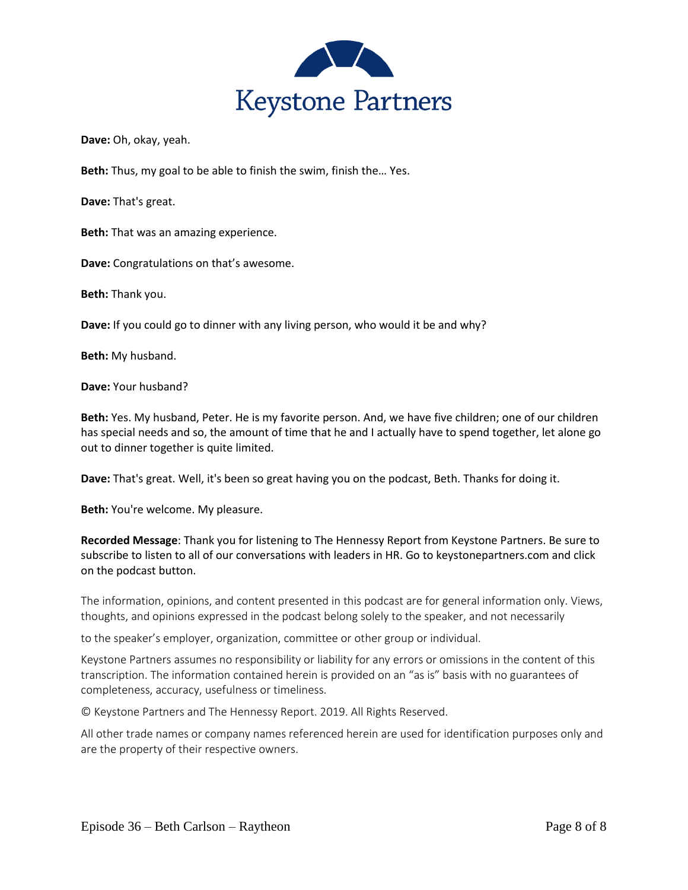**Dave:** Oh, okay, yeah.

**Beth:** Thus, my goal to be able to finish the swim, finish the… Yes.

**Dave:** That's great.

**Beth:** That was an amazing experience.

**Dave:** Congratulations on that's awesome.

**Beth:** Thank you.

**Dave:** If you could go to dinner with any living person, who would it be and why?

**Beth:** My husband.

**Dave:** Your husband?

**Beth:** Yes. My husband, Peter. He is my favorite person. And, we have five children; one of our children has special needs and so, the amount of time that he and I actually have to spend together, let alone go out to dinner together is quite limited.

**Dave:** That's great. Well, it's been so great having you on the podcast, Beth. Thanks for doing it.

**Beth:** You're welcome. My pleasure.

**Recorded Message**: Thank you for listening to The Hennessy Report from Keystone Partners. Be sure to subscribe to listen to all of our conversations with leaders in HR. Go to keystonepartners.com and click on the podcast button.

The information, opinions, and content presented in this podcast are for general information only. Views, thoughts, and opinions expressed in the podcast belong solely to the speaker, and not necessarily to the speaker's employer, organization, committee or other group or individual.

Keystone Partners assumes no responsibility or liability for any errors or omissions in the content of this transcription. The information contained herein is provided on an "as is" basis with no guarantees of completeness, accuracy, usefulness or timeliness.

© Keystone Partners and The Hennessy Report. 2019. All Rights Reserved.

All other trade names or company names referenced herein are used for identification purposes only and are the property of their respective owners.